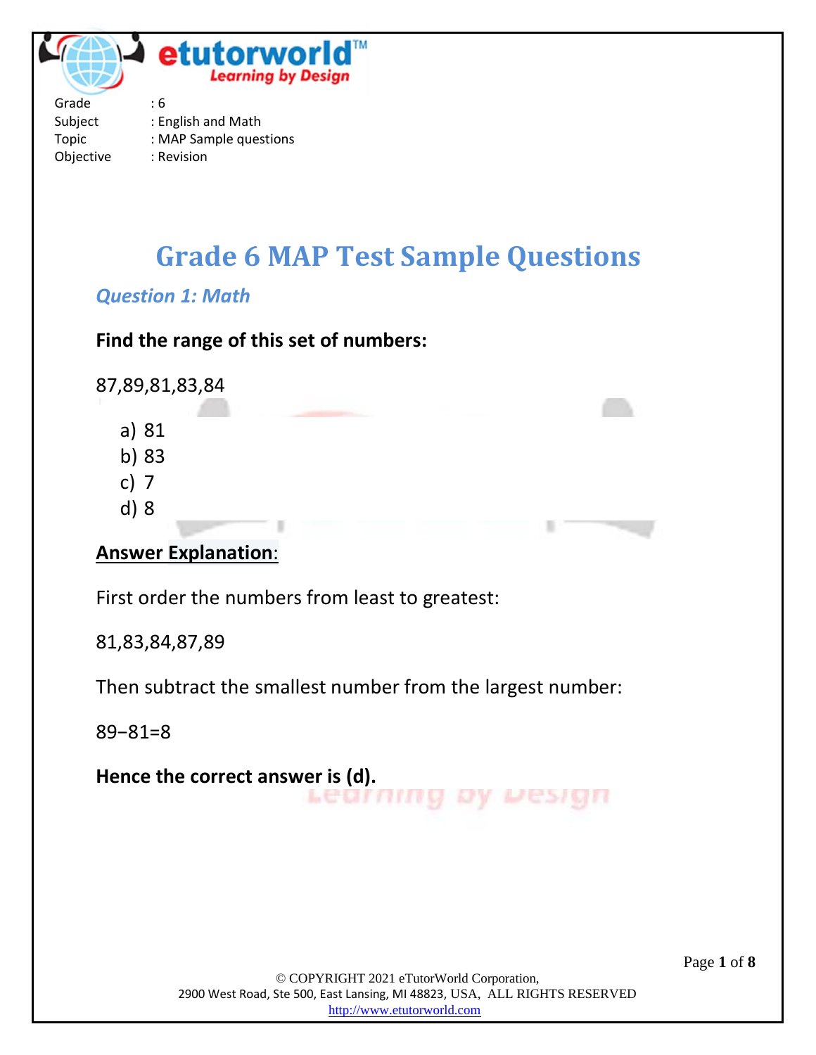Grade : 6
Subject : English and Math
Topic : MAP Sample questions
Objective : Revision

# Grade 6 MAP Test Sample Questions

## *Question 1: Math*

**Find the range of this set of numbers:**

87,89,81,83,84

a) 81
b) 83
c) 7
d) 8

**Answer Explanation:**

First order the numbers from least to greatest:

81,83,84,87,89

Then subtract the smallest number from the largest number:

$89-81=8$

**Hence the correct answer is (d).**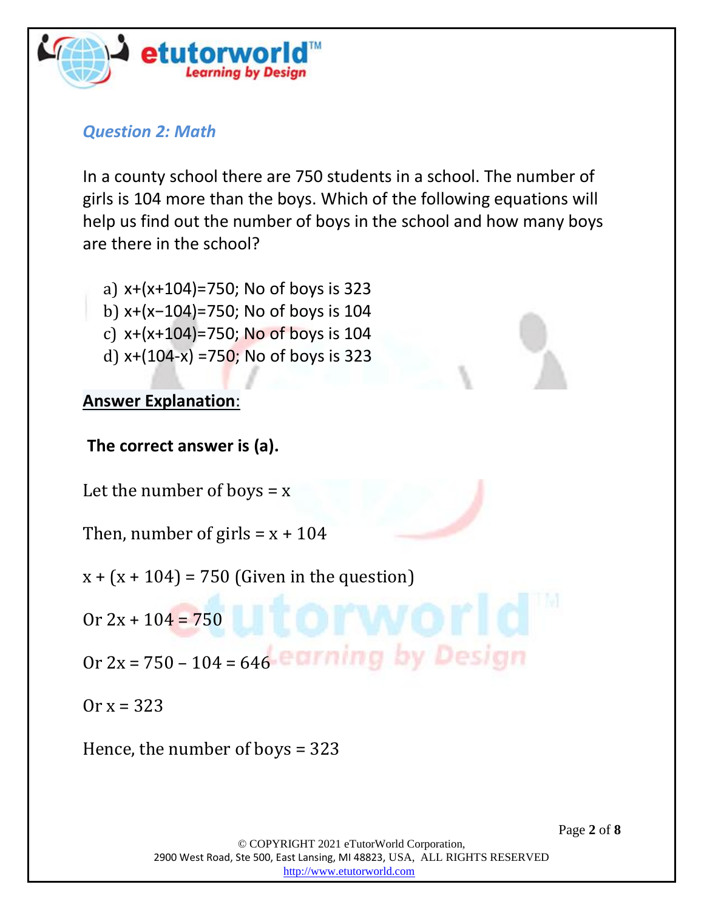## *Question 2: Math*

In a county school there are 750 students in a school. The number of girls is 104 more than the boys. Which of the following equations will help us find out the number of boys in the school and how many boys are there in the school?

a) $x+(x+104)=750$; No of boys is 323
b) $x+(x-104)=750$; No of boys is 104
c) $x+(x+104)=750$; No of boys is 104
d) $x+(104-x)=750$; No of boys is 323

**Answer Explanation**:

**The correct answer is (a).**

Let the number of boys = $x$

Then, number of girls = $x + 104$

$x + (x + 104) = 750$ (Given in the question)

Or $2x + 104 = 750$

Or $2x = 750 - 104 = 646$

Or $x = 323$

Hence, the number of boys = 323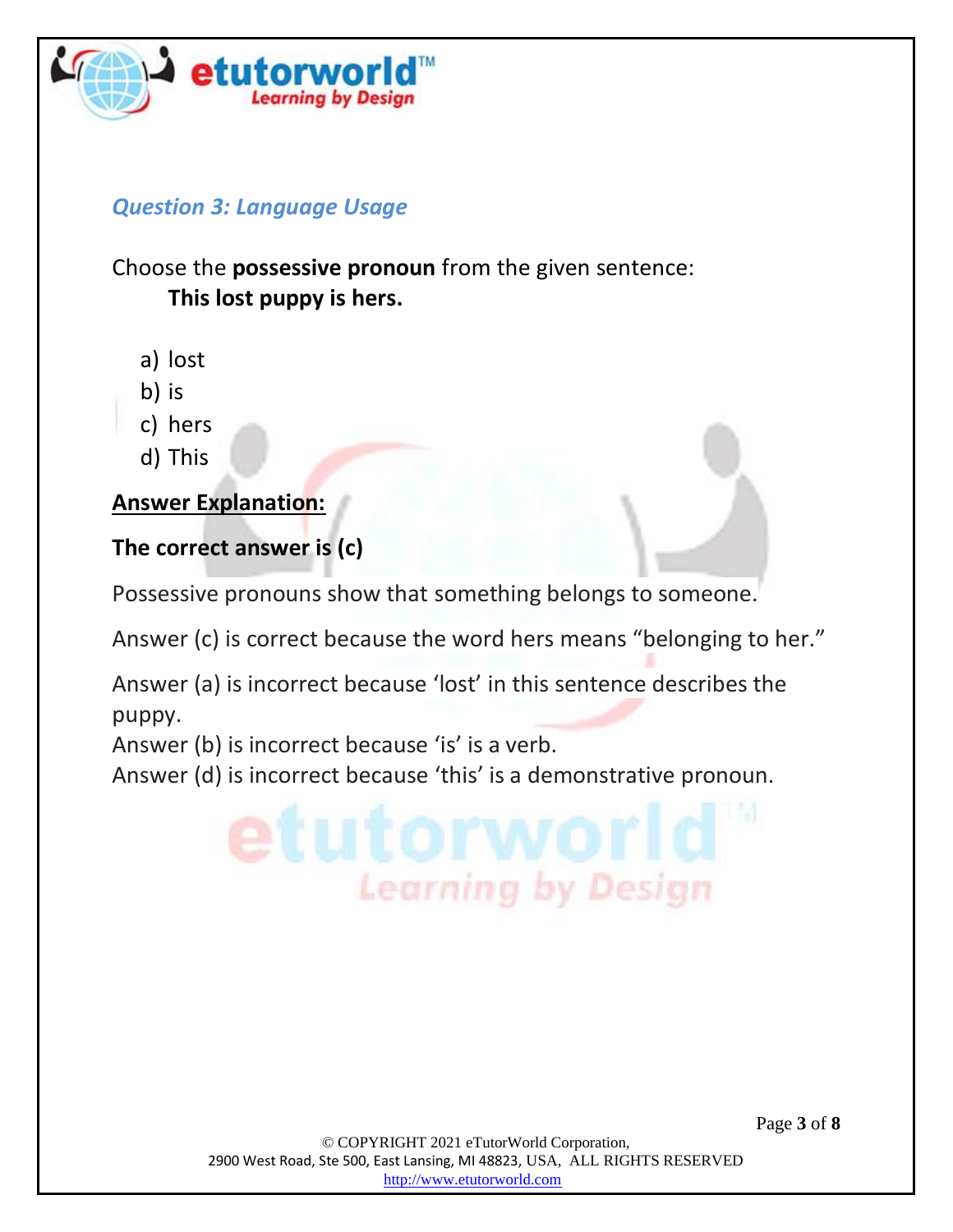### *Question 3: Language Usage*

Choose the **possessive pronoun** from the given sentence:

**This lost puppy is hers.**

a) lost
b) is
c) hers
d) This

**Answer Explanation:**

**The correct answer is (c)**

Possessive pronouns show that something belongs to someone.

Answer (c) is correct because the word hers means "belonging to her."

Answer (a) is incorrect because 'lost' in this sentence describes the puppy.
Answer (b) is incorrect because 'is' is a verb.
Answer (d) is incorrect because 'this' is a demonstrative pronoun.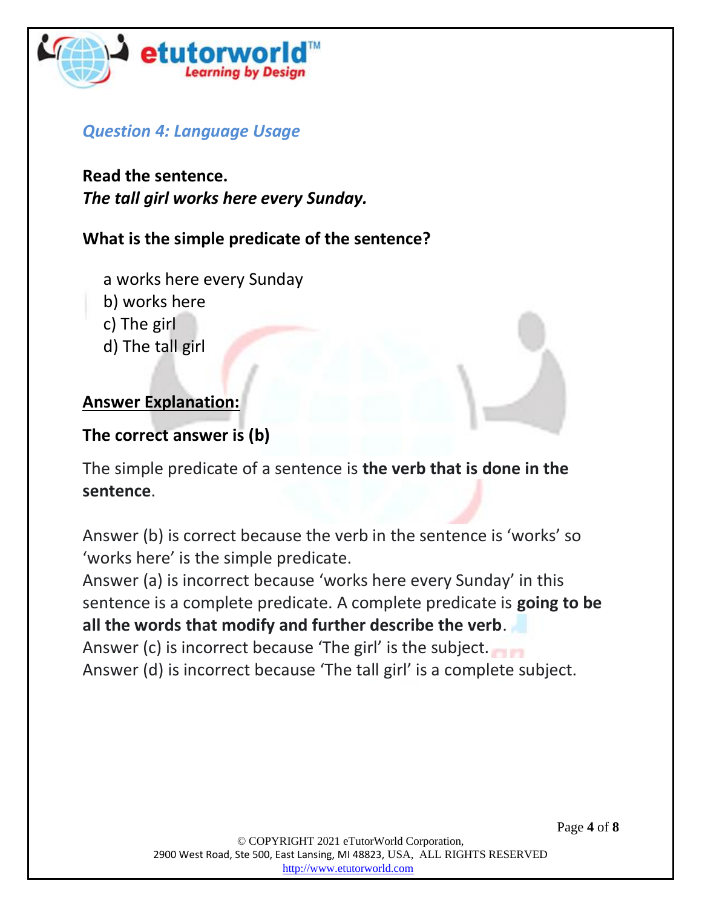### *Question 4: Language Usage*

**Read the sentence.**
***The tall girl works here every Sunday.***

**What is the simple predicate of the sentence?**

a works here every Sunday
b) works here
c) The girl
d) The tall girl

**Answer Explanation:**

**The correct answer is (b)**

The simple predicate of a sentence is **the verb that is done in the sentence**.

Answer (b) is correct because the verb in the sentence is 'works' so 'works here' is the simple predicate.
Answer (a) is incorrect because 'works here every Sunday' in this sentence is a complete predicate. A complete predicate is **going to be all the words that modify and further describe the verb**.
Answer (c) is incorrect because 'The girl' is the subject.
Answer (d) is incorrect because 'The tall girl' is a complete subject.

© COPYRIGHT 2021 eTutorWorld Corporation,
2900 West Road, Ste 500, East Lansing, MI 48823, USA, ALL RIGHTS RESERVED
http://www.etutorworld.com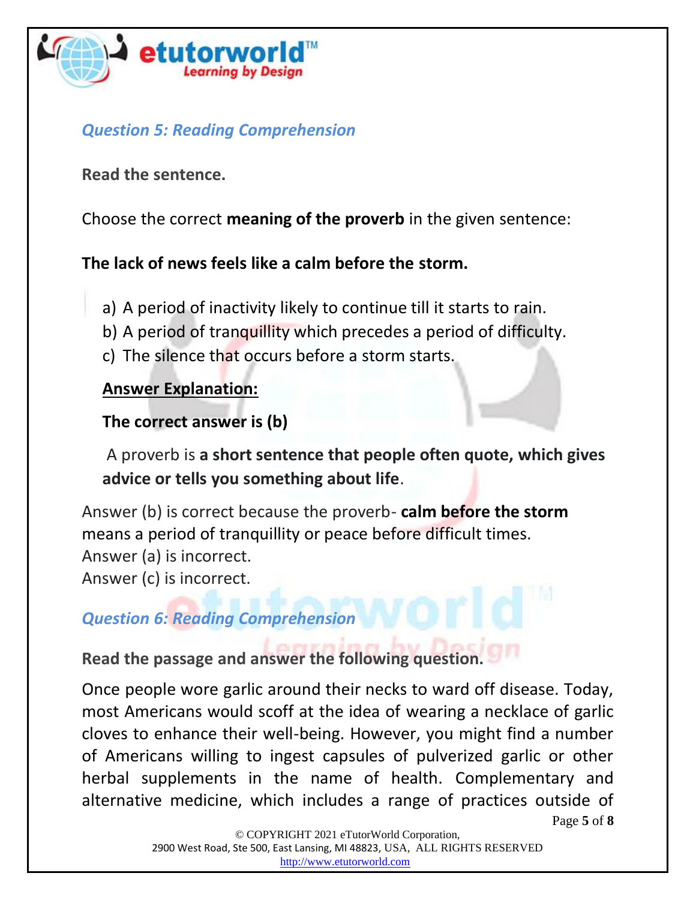### *Question 5: Reading Comprehension*

**Read the sentence.**

Choose the correct **meaning of the proverb** in the given sentence:

**The lack of news feels like a calm before the storm.**

a) A period of inactivity likely to continue till it starts to rain.
b) A period of tranquillity which precedes a period of difficulty.
c) The silence that occurs before a storm starts.

**<u>Answer Explanation:</u>**

**The correct answer is (b)**

A proverb is **a short sentence that people often quote, which gives advice or tells you something about life**.

Answer (b) is correct because the proverb- **calm before the storm** means a period of tranquillity or peace before difficult times.
Answer (a) is incorrect.
Answer (c) is incorrect.

### *Question 6: Reading Comprehension*

**Read the passage and answer the following question.**

Once people wore garlic around their necks to ward off disease. Today, most Americans would scoff at the idea of wearing a necklace of garlic cloves to enhance their well-being. However, you might find a number of Americans willing to ingest capsules of pulverized garlic or other herbal supplements in the name of health. Complementary and alternative medicine, which includes a range of practices outside of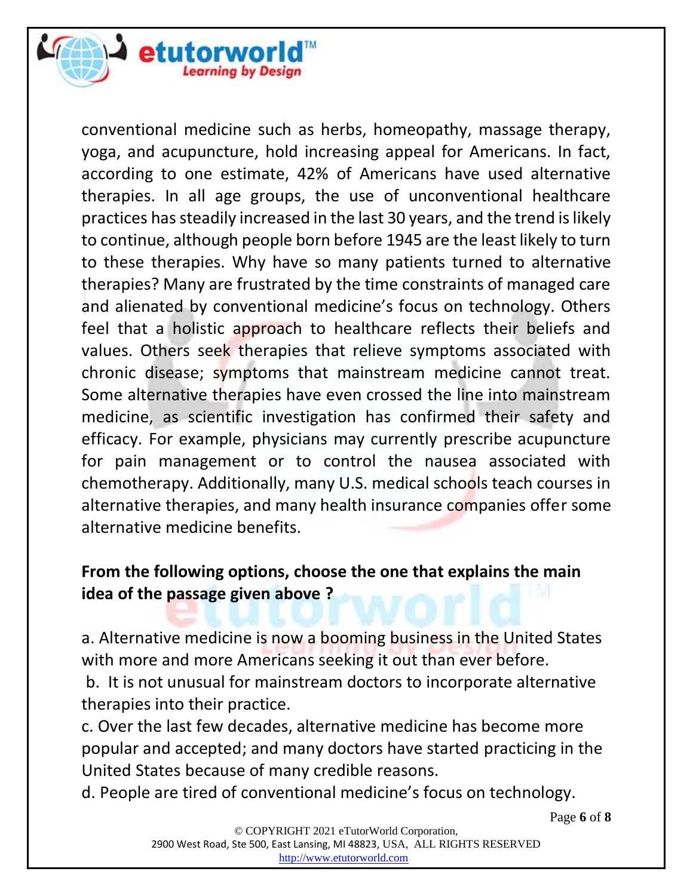conventional medicine such as herbs, homeopathy, massage therapy, yoga, and acupuncture, hold increasing appeal for Americans. In fact, according to one estimate, 42% of Americans have used alternative therapies. In all age groups, the use of unconventional healthcare practices has steadily increased in the last 30 years, and the trend is likely to continue, although people born before 1945 are the least likely to turn to these therapies. Why have so many patients turned to alternative therapies? Many are frustrated by the time constraints of managed care and alienated by conventional medicine's focus on technology. Others feel that a holistic approach to healthcare reflects their beliefs and values. Others seek therapies that relieve symptoms associated with chronic disease; symptoms that mainstream medicine cannot treat. Some alternative therapies have even crossed the line into mainstream medicine, as scientific investigation has confirmed their safety and efficacy. For example, physicians may currently prescribe acupuncture for pain management or to control the nausea associated with chemotherapy. Additionally, many U.S. medical schools teach courses in alternative therapies, and many health insurance companies offer some alternative medicine benefits.

**From the following options, choose the one that explains the main idea of the passage given above ?**

a. Alternative medicine is now a booming business in the United States with more and more Americans seeking it out than ever before.

b. It is not unusual for mainstream doctors to incorporate alternative therapies into their practice.

c. Over the last few decades, alternative medicine has become more popular and accepted; and many doctors have started practicing in the United States because of many credible reasons.

d. People are tired of conventional medicine's focus on technology.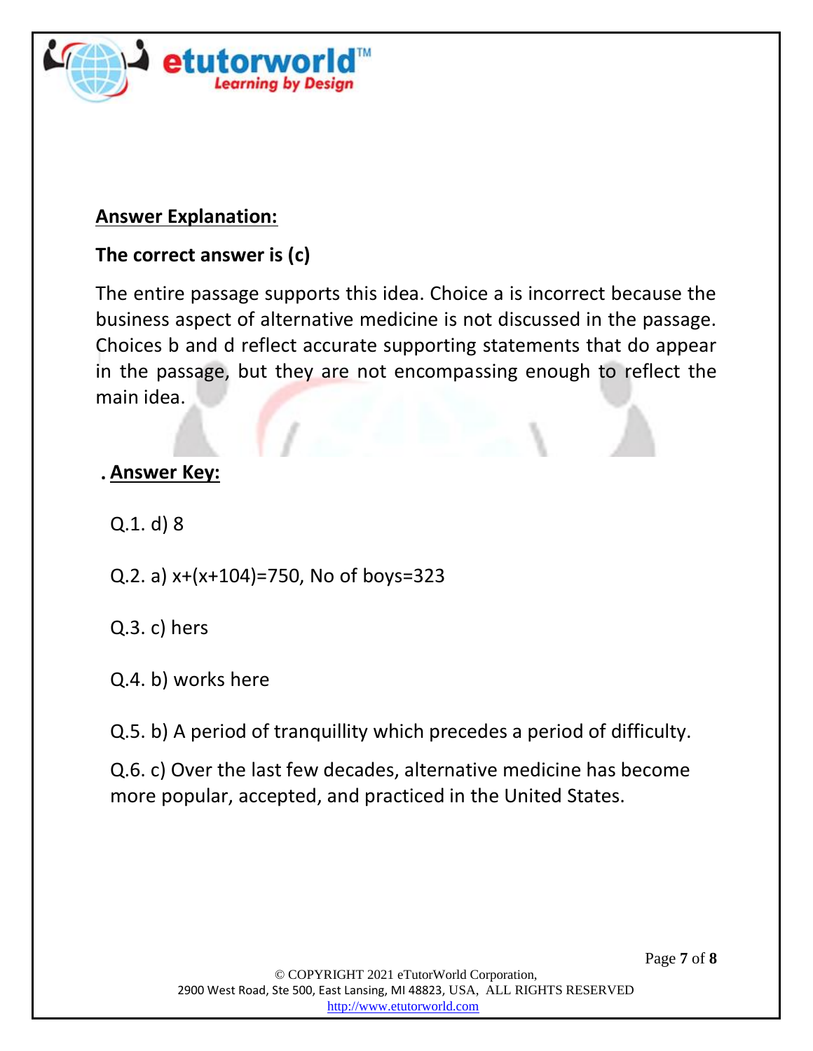**Answer Explanation:**

**The correct answer is (c)**

The entire passage supports this idea. Choice a is incorrect because the business aspect of alternative medicine is not discussed in the passage. Choices b and d reflect accurate supporting statements that do appear in the passage, but they are not encompassing enough to reflect the main idea.

**. Answer Key:**

Q.1. d) 8

Q.2. a) $x+(x+104)=750$, No of boys=323

Q.3. c) hers

Q.4. b) works here

Q.5. b) A period of tranquillity which precedes a period of difficulty.

Q.6. c) Over the last few decades, alternative medicine has become more popular, accepted, and practiced in the United States.